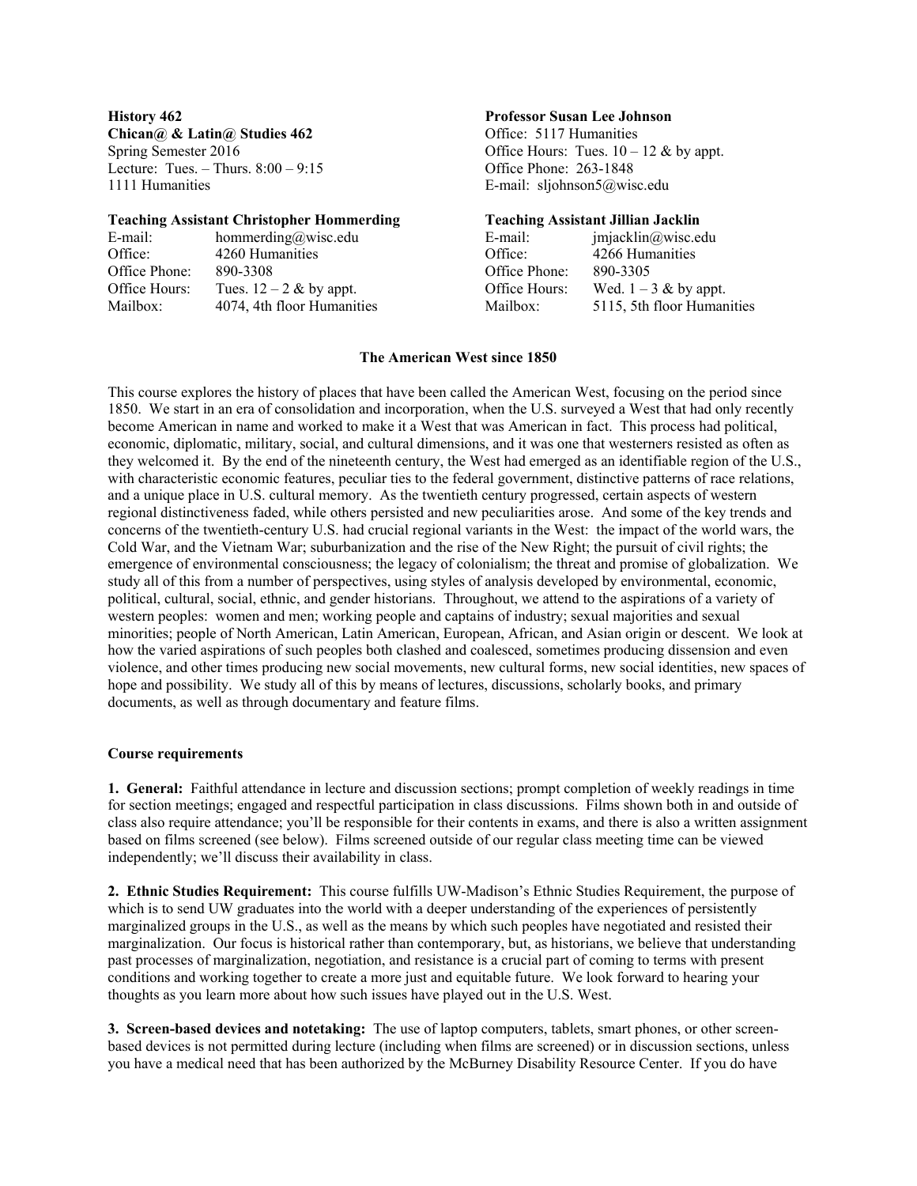**History 462**
**Chican@ & Latin@ Studies 462**
Spring Semester 2016
Lecture: Tues. – Thurs. 8:00 – 9:15
1111 Humanities

**Professor Susan Lee Johnson**
Office: 5117 Humanities
Office Hours: Tues. 10 – 12 & by appt.
Office Phone: 263-1848
E-mail: sljohnson5@wisc.edu

**Teaching Assistant Christopher Hommerding**

| | |
|---|---|
| E-mail: | hommerding@wisc.edu |
| Office: | 4260 Humanities |
| Office Phone: | 890-3308 |
| Office Hours: | Tues. 12 – 2 & by appt. |
| Mailbox: | 4074, 4th floor Humanities |

**Teaching Assistant Jillian Jacklin**

| | |
|---|---|
| E-mail: | jmjacklin@wisc.edu |
| Office: | 4266 Humanities |
| Office Phone: | 890-3305 |
| Office Hours: | Wed. 1 – 3 & by appt. |
| Mailbox: | 5115, 5th floor Humanities |

## The American West since 1850

This course explores the history of places that have been called the American West, focusing on the period since 1850. We start in an era of consolidation and incorporation, when the U.S. surveyed a West that had only recently become American in name and worked to make it a West that was American in fact. This process had political, economic, diplomatic, military, social, and cultural dimensions, and it was one that westerners resisted as often as they welcomed it. By the end of the nineteenth century, the West had emerged as an identifiable region of the U.S., with characteristic economic features, peculiar ties to the federal government, distinctive patterns of race relations, and a unique place in U.S. cultural memory. As the twentieth century progressed, certain aspects of western regional distinctiveness faded, while others persisted and new peculiarities arose. And some of the key trends and concerns of the twentieth-century U.S. had crucial regional variants in the West: the impact of the world wars, the Cold War, and the Vietnam War; suburbanization and the rise of the New Right; the pursuit of civil rights; the emergence of environmental consciousness; the legacy of colonialism; the threat and promise of globalization. We study all of this from a number of perspectives, using styles of analysis developed by environmental, economic, political, cultural, social, ethnic, and gender historians. Throughout, we attend to the aspirations of a variety of western peoples: women and men; working people and captains of industry; sexual majorities and sexual minorities; people of North American, Latin American, European, African, and Asian origin or descent. We look at how the varied aspirations of such peoples both clashed and coalesced, sometimes producing dissension and even violence, and other times producing new social movements, new cultural forms, new social identities, new spaces of hope and possibility. We study all of this by means of lectures, discussions, scholarly books, and primary documents, as well as through documentary and feature films.

### Course requirements

**1. General:** Faithful attendance in lecture and discussion sections; prompt completion of weekly readings in time for section meetings; engaged and respectful participation in class discussions. Films shown both in and outside of class also require attendance; you'll be responsible for their contents in exams, and there is also a written assignment based on films screened (see below). Films screened outside of our regular class meeting time can be viewed independently; we'll discuss their availability in class.

**2. Ethnic Studies Requirement:** This course fulfills UW-Madison's Ethnic Studies Requirement, the purpose of which is to send UW graduates into the world with a deeper understanding of the experiences of persistently marginalized groups in the U.S., as well as the means by which such peoples have negotiated and resisted their marginalization. Our focus is historical rather than contemporary, but, as historians, we believe that understanding past processes of marginalization, negotiation, and resistance is a crucial part of coming to terms with present conditions and working together to create a more just and equitable future. We look forward to hearing your thoughts as you learn more about how such issues have played out in the U.S. West.

**3. Screen-based devices and notetaking:** The use of laptop computers, tablets, smart phones, or other screen-based devices is not permitted during lecture (including when films are screened) or in discussion sections, unless you have a medical need that has been authorized by the McBurney Disability Resource Center. If you do have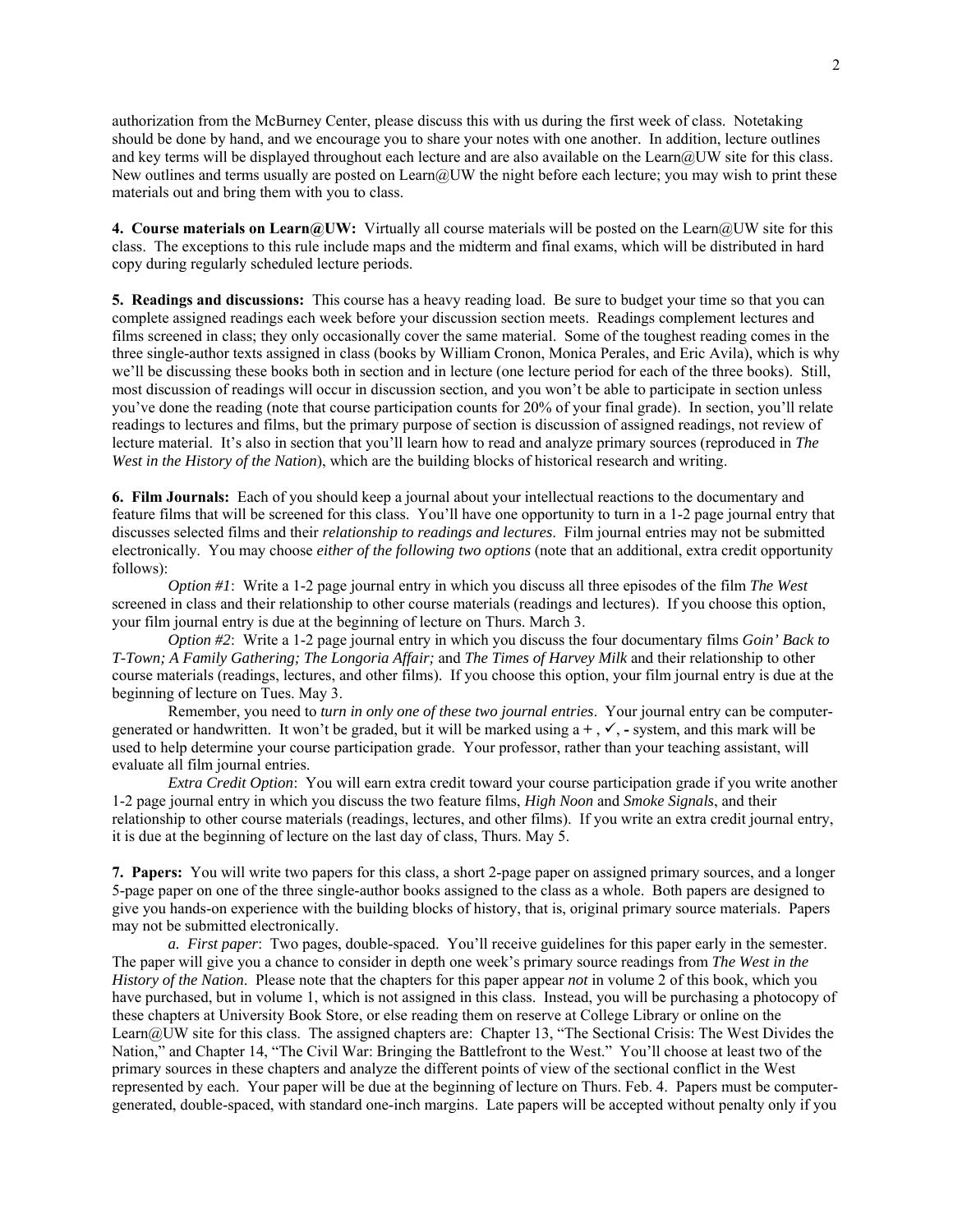authorization from the McBurney Center, please discuss this with us during the first week of class. Notetaking should be done by hand, and we encourage you to share your notes with one another. In addition, lecture outlines and key terms will be displayed throughout each lecture and are also available on the Learn@UW site for this class. New outlines and terms usually are posted on Learn@UW the night before each lecture; you may wish to print these materials out and bring them with you to class.

**4. Course materials on Learn@UW:** Virtually all course materials will be posted on the Learn@UW site for this class. The exceptions to this rule include maps and the midterm and final exams, which will be distributed in hard copy during regularly scheduled lecture periods.

**5. Readings and discussions:** This course has a heavy reading load. Be sure to budget your time so that you can complete assigned readings each week before your discussion section meets. Readings complement lectures and films screened in class; they only occasionally cover the same material. Some of the toughest reading comes in the three single-author texts assigned in class (books by William Cronon, Monica Perales, and Eric Avila), which is why we'll be discussing these books both in section and in lecture (one lecture period for each of the three books). Still, most discussion of readings will occur in discussion section, and you won't be able to participate in section unless you've done the reading (note that course participation counts for 20% of your final grade). In section, you'll relate readings to lectures and films, but the primary purpose of section is discussion of assigned readings, not review of lecture material. It's also in section that you'll learn how to read and analyze primary sources (reproduced in *The West in the History of the Nation*), which are the building blocks of historical research and writing.

**6. Film Journals:** Each of you should keep a journal about your intellectual reactions to the documentary and feature films that will be screened for this class. You'll have one opportunity to turn in a 1-2 page journal entry that discusses selected films and their *relationship to readings and lectures*. Film journal entries may not be submitted electronically. You may choose *either of the following two options* (note that an additional, extra credit opportunity follows):

*Option #1*: Write a 1-2 page journal entry in which you discuss all three episodes of the film *The West* screened in class and their relationship to other course materials (readings and lectures). If you choose this option, your film journal entry is due at the beginning of lecture on Thurs. March 3.

*Option #2*: Write a 1-2 page journal entry in which you discuss the four documentary films *Goin' Back to T-Town; A Family Gathering; The Longoria Affair;* and *The Times of Harvey Milk* and their relationship to other course materials (readings, lectures, and other films). If you choose this option, your film journal entry is due at the beginning of lecture on Tues. May 3.

Remember, you need to *turn in only one of these two journal entries*. Your journal entry can be computer-generated or handwritten. It won't be graded, but it will be marked using a **+** , ✓, **-** system, and this mark will be used to help determine your course participation grade. Your professor, rather than your teaching assistant, will evaluate all film journal entries.

*Extra Credit Option*: You will earn extra credit toward your course participation grade if you write another 1-2 page journal entry in which you discuss the two feature films, *High Noon* and *Smoke Signals*, and their relationship to other course materials (readings, lectures, and other films). If you write an extra credit journal entry, it is due at the beginning of lecture on the last day of class, Thurs. May 5.

**7. Papers:** You will write two papers for this class, a short 2-page paper on assigned primary sources, and a longer 5-page paper on one of the three single-author books assigned to the class as a whole. Both papers are designed to give you hands-on experience with the building blocks of history, that is, original primary source materials. Papers may not be submitted electronically.

*a. First paper*: Two pages, double-spaced. You'll receive guidelines for this paper early in the semester. The paper will give you a chance to consider in depth one week's primary source readings from *The West in the History of the Nation*. Please note that the chapters for this paper appear *not* in volume 2 of this book, which you have purchased, but in volume 1, which is not assigned in this class. Instead, you will be purchasing a photocopy of these chapters at University Book Store, or else reading them on reserve at College Library or online on the Learn@UW site for this class. The assigned chapters are: Chapter 13, "The Sectional Crisis: The West Divides the Nation," and Chapter 14, "The Civil War: Bringing the Battlefront to the West." You'll choose at least two of the primary sources in these chapters and analyze the different points of view of the sectional conflict in the West represented by each. Your paper will be due at the beginning of lecture on Thurs. Feb. 4. Papers must be computer-generated, double-spaced, with standard one-inch margins. Late papers will be accepted without penalty only if you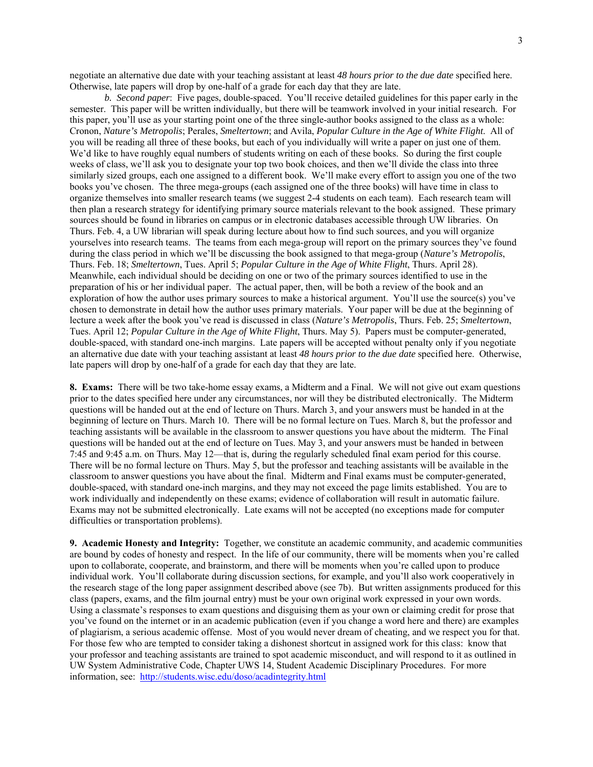negotiate an alternative due date with your teaching assistant at least *48 hours prior to the due date* specified here. Otherwise, late papers will drop by one-half of a grade for each day that they are late.

*b. Second paper*: Five pages, double-spaced. You'll receive detailed guidelines for this paper early in the semester. This paper will be written individually, but there will be teamwork involved in your initial research. For this paper, you'll use as your starting point one of the three single-author books assigned to the class as a whole: Cronon, *Nature's Metropolis*; Perales, *Smeltertown*; and Avila, *Popular Culture in the Age of White Flight*. All of you will be reading all three of these books, but each of you individually will write a paper on just one of them. We'd like to have roughly equal numbers of students writing on each of these books. So during the first couple weeks of class, we'll ask you to designate your top two book choices, and then we'll divide the class into three similarly sized groups, each one assigned to a different book. We'll make every effort to assign you one of the two books you've chosen. The three mega-groups (each assigned one of the three books) will have time in class to organize themselves into smaller research teams (we suggest 2-4 students on each team). Each research team will then plan a research strategy for identifying primary source materials relevant to the book assigned. These primary sources should be found in libraries on campus or in electronic databases accessible through UW libraries. On Thurs. Feb. 4, a UW librarian will speak during lecture about how to find such sources, and you will organize yourselves into research teams. The teams from each mega-group will report on the primary sources they've found during the class period in which we'll be discussing the book assigned to that mega-group (*Nature's Metropolis*, Thurs. Feb. 18; *Smeltertown*, Tues. April 5; *Popular Culture in the Age of White Flight*, Thurs. April 28). Meanwhile, each individual should be deciding on one or two of the primary sources identified to use in the preparation of his or her individual paper. The actual paper, then, will be both a review of the book and an exploration of how the author uses primary sources to make a historical argument. You'll use the source(s) you've chosen to demonstrate in detail how the author uses primary materials. Your paper will be due at the beginning of lecture a week after the book you've read is discussed in class (*Nature's Metropolis*, Thurs. Feb. 25; *Smeltertown*, Tues. April 12; *Popular Culture in the Age of White Flight*, Thurs. May 5). Papers must be computer-generated, double-spaced, with standard one-inch margins. Late papers will be accepted without penalty only if you negotiate an alternative due date with your teaching assistant at least *48 hours prior to the due date* specified here. Otherwise, late papers will drop by one-half of a grade for each day that they are late.

**8. Exams:** There will be two take-home essay exams, a Midterm and a Final. We will not give out exam questions prior to the dates specified here under any circumstances, nor will they be distributed electronically. The Midterm questions will be handed out at the end of lecture on Thurs. March 3, and your answers must be handed in at the beginning of lecture on Thurs. March 10. There will be no formal lecture on Tues. March 8, but the professor and teaching assistants will be available in the classroom to answer questions you have about the midterm. The Final questions will be handed out at the end of lecture on Tues. May 3, and your answers must be handed in between 7:45 and 9:45 a.m. on Thurs. May 12—that is, during the regularly scheduled final exam period for this course. There will be no formal lecture on Thurs. May 5, but the professor and teaching assistants will be available in the classroom to answer questions you have about the final. Midterm and Final exams must be computer-generated, double-spaced, with standard one-inch margins, and they may not exceed the page limits established. You are to work individually and independently on these exams; evidence of collaboration will result in automatic failure. Exams may not be submitted electronically. Late exams will not be accepted (no exceptions made for computer difficulties or transportation problems).

**9. Academic Honesty and Integrity:** Together, we constitute an academic community, and academic communities are bound by codes of honesty and respect. In the life of our community, there will be moments when you're called upon to collaborate, cooperate, and brainstorm, and there will be moments when you're called upon to produce individual work. You'll collaborate during discussion sections, for example, and you'll also work cooperatively in the research stage of the long paper assignment described above (see 7b). But written assignments produced for this class (papers, exams, and the film journal entry) must be your own original work expressed in your own words. Using a classmate's responses to exam questions and disguising them as your own or claiming credit for prose that you've found on the internet or in an academic publication (even if you change a word here and there) are examples of plagiarism, a serious academic offense. Most of you would never dream of cheating, and we respect you for that. For those few who are tempted to consider taking a dishonest shortcut in assigned work for this class: know that your professor and teaching assistants are trained to spot academic misconduct, and will respond to it as outlined in UW System Administrative Code, Chapter UWS 14, Student Academic Disciplinary Procedures. For more information, see: http://students.wisc.edu/doso/acadintegrity.html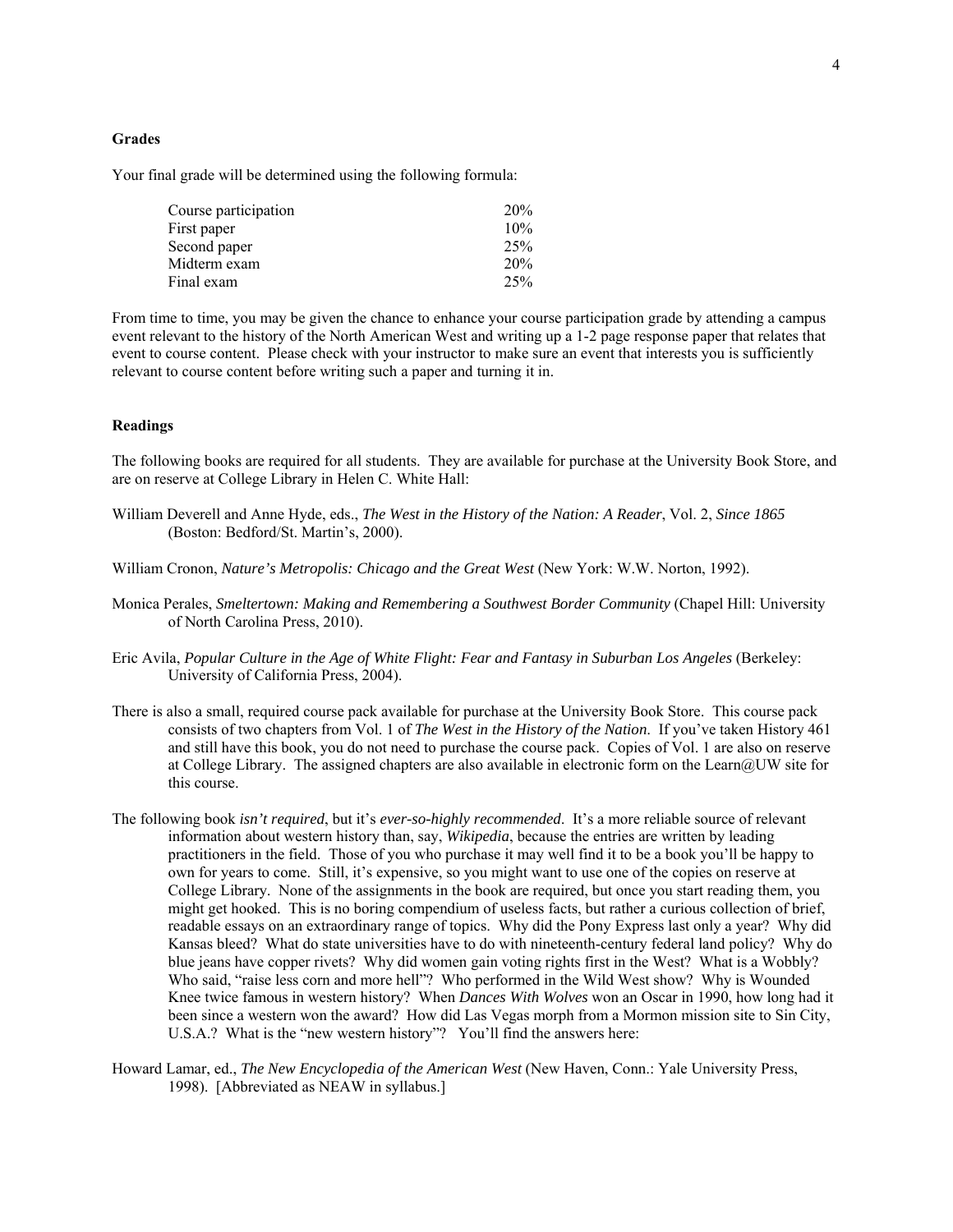### Grades

Your final grade will be determined using the following formula:

| Component | Weight |
| --- | --- |
| Course participation | 20% |
| First paper | 10% |
| Second paper | 25% |
| Midterm exam | 20% |
| Final exam | 25% |

From time to time, you may be given the chance to enhance your course participation grade by attending a campus event relevant to the history of the North American West and writing up a 1-2 page response paper that relates that event to course content. Please check with your instructor to make sure an event that interests you is sufficiently relevant to course content before writing such a paper and turning it in.

### Readings

The following books are required for all students. They are available for purchase at the University Book Store, and are on reserve at College Library in Helen C. White Hall:

William Deverell and Anne Hyde, eds., *The West in the History of the Nation: A Reader*, Vol. 2, *Since 1865* (Boston: Bedford/St. Martin's, 2000).

William Cronon, *Nature's Metropolis: Chicago and the Great West* (New York: W.W. Norton, 1992).

Monica Perales, *Smeltertown: Making and Remembering a Southwest Border Community* (Chapel Hill: University of North Carolina Press, 2010).

Eric Avila, *Popular Culture in the Age of White Flight: Fear and Fantasy in Suburban Los Angeles* (Berkeley: University of California Press, 2004).

There is also a small, required course pack available for purchase at the University Book Store. This course pack consists of two chapters from Vol. 1 of *The West in the History of the Nation*. If you've taken History 461 and still have this book, you do not need to purchase the course pack. Copies of Vol. 1 are also on reserve at College Library. The assigned chapters are also available in electronic form on the Learn@UW site for this course.

The following book *isn't required*, but it's *ever-so-highly recommended*. It's a more reliable source of relevant information about western history than, say, *Wikipedia*, because the entries are written by leading practitioners in the field. Those of you who purchase it may well find it to be a book you'll be happy to own for years to come. Still, it's expensive, so you might want to use one of the copies on reserve at College Library. None of the assignments in the book are required, but once you start reading them, you might get hooked. This is no boring compendium of useless facts, but rather a curious collection of brief, readable essays on an extraordinary range of topics. Why did the Pony Express last only a year? Why did Kansas bleed? What do state universities have to do with nineteenth-century federal land policy? Why do blue jeans have copper rivets? Why did women gain voting rights first in the West? What is a Wobbly? Who said, "raise less corn and more hell"? Who performed in the Wild West show? Why is Wounded Knee twice famous in western history? When *Dances With Wolves* won an Oscar in 1990, how long had it been since a western won the award? How did Las Vegas morph from a Mormon mission site to Sin City, U.S.A.? What is the "new western history"? You'll find the answers here:

Howard Lamar, ed., *The New Encyclopedia of the American West* (New Haven, Conn.: Yale University Press, 1998). [Abbreviated as NEAW in syllabus.]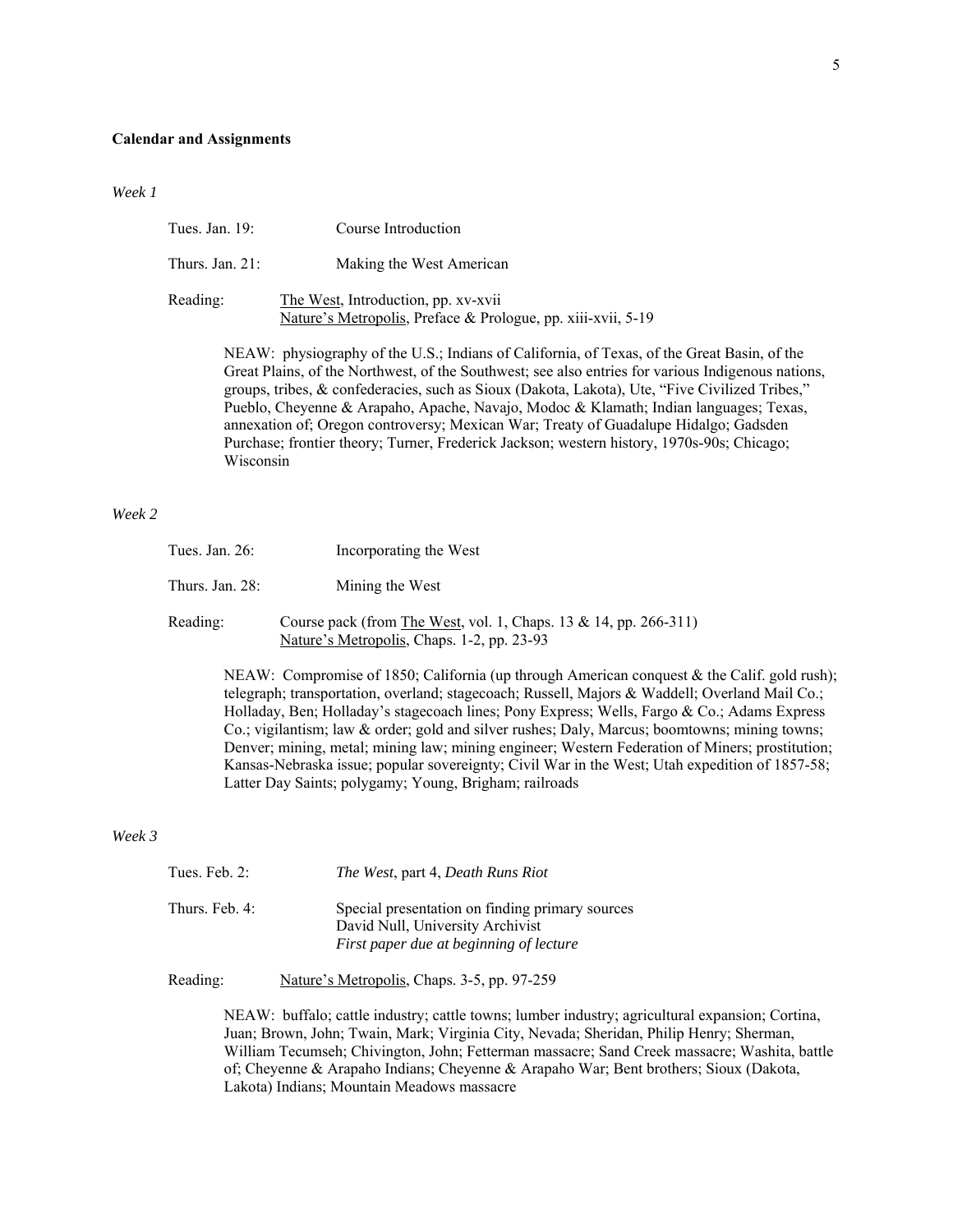**Calendar and Assignments**

*Week 1*

Tues. Jan. 19: Course Introduction

Thurs. Jan. 21: Making the West American

Reading: The West, Introduction, pp. xv-xvii
Nature's Metropolis, Preface & Prologue, pp. xiii-xvii, 5-19

NEAW: physiography of the U.S.; Indians of California, of Texas, of the Great Basin, of the Great Plains, of the Northwest, of the Southwest; see also entries for various Indigenous nations, groups, tribes, & confederacies, such as Sioux (Dakota, Lakota), Ute, "Five Civilized Tribes," Pueblo, Cheyenne & Arapaho, Apache, Navajo, Modoc & Klamath; Indian languages; Texas, annexation of; Oregon controversy; Mexican War; Treaty of Guadalupe Hidalgo; Gadsden Purchase; frontier theory; Turner, Frederick Jackson; western history, 1970s-90s; Chicago; Wisconsin

*Week 2*

Tues. Jan. 26: Incorporating the West

Thurs. Jan. 28: Mining the West

Reading: Course pack (from The West, vol. 1, Chaps. 13 & 14, pp. 266-311)
Nature's Metropolis, Chaps. 1-2, pp. 23-93

NEAW: Compromise of 1850; California (up through American conquest & the Calif. gold rush); telegraph; transportation, overland; stagecoach; Russell, Majors & Waddell; Overland Mail Co.; Holladay, Ben; Holladay's stagecoach lines; Pony Express; Wells, Fargo & Co.; Adams Express Co.; vigilantism; law & order; gold and silver rushes; Daly, Marcus; boomtowns; mining towns; Denver; mining, metal; mining law; mining engineer; Western Federation of Miners; prostitution; Kansas-Nebraska issue; popular sovereignty; Civil War in the West; Utah expedition of 1857-58; Latter Day Saints; polygamy; Young, Brigham; railroads

*Week 3*

Tues. Feb. 2: *The West*, part 4, *Death Runs Riot*

Thurs. Feb. 4: Special presentation on finding primary sources
David Null, University Archivist
*First paper due at beginning of lecture*

Reading: Nature's Metropolis, Chaps. 3-5, pp. 97-259

NEAW: buffalo; cattle industry; cattle towns; lumber industry; agricultural expansion; Cortina, Juan; Brown, John; Twain, Mark; Virginia City, Nevada; Sheridan, Philip Henry; Sherman, William Tecumseh; Chivington, John; Fetterman massacre; Sand Creek massacre; Washita, battle of; Cheyenne & Arapaho Indians; Cheyenne & Arapaho War; Bent brothers; Sioux (Dakota, Lakota) Indians; Mountain Meadows massacre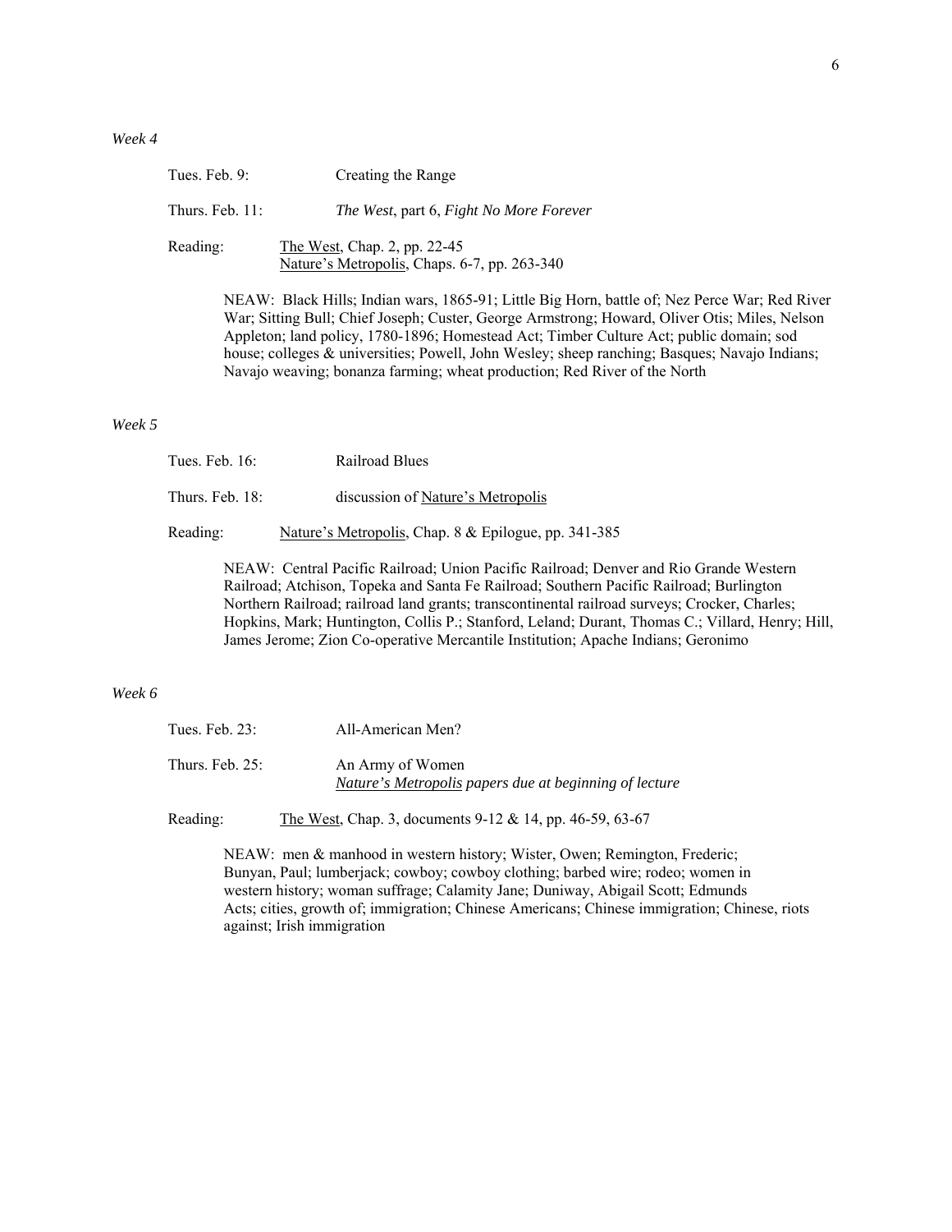*Week 4*

Tues. Feb. 9: Creating the Range

Thurs. Feb. 11: *The West*, part 6, *Fight No More Forever*

Reading: The West, Chap. 2, pp. 22-45
Nature's Metropolis, Chaps. 6-7, pp. 263-340

NEAW: Black Hills; Indian wars, 1865-91; Little Big Horn, battle of; Nez Perce War; Red River War; Sitting Bull; Chief Joseph; Custer, George Armstrong; Howard, Oliver Otis; Miles, Nelson Appleton; land policy, 1780-1896; Homestead Act; Timber Culture Act; public domain; sod house; colleges & universities; Powell, John Wesley; sheep ranching; Basques; Navajo Indians; Navajo weaving; bonanza farming; wheat production; Red River of the North

*Week 5*

Tues. Feb. 16: Railroad Blues

Thurs. Feb. 18: discussion of Nature's Metropolis

Reading: Nature's Metropolis, Chap. 8 & Epilogue, pp. 341-385

NEAW: Central Pacific Railroad; Union Pacific Railroad; Denver and Rio Grande Western Railroad; Atchison, Topeka and Santa Fe Railroad; Southern Pacific Railroad; Burlington Northern Railroad; railroad land grants; transcontinental railroad surveys; Crocker, Charles; Hopkins, Mark; Huntington, Collis P.; Stanford, Leland; Durant, Thomas C.; Villard, Henry; Hill, James Jerome; Zion Co-operative Mercantile Institution; Apache Indians; Geronimo

*Week 6*

Tues. Feb. 23: All-American Men?

Thurs. Feb. 25: An Army of Women
*Nature's Metropolis papers due at beginning of lecture*

Reading: The West, Chap. 3, documents 9-12 & 14, pp. 46-59, 63-67

NEAW: men & manhood in western history; Wister, Owen; Remington, Frederic; Bunyan, Paul; lumberjack; cowboy; cowboy clothing; barbed wire; rodeo; women in western history; woman suffrage; Calamity Jane; Duniway, Abigail Scott; Edmunds Acts; cities, growth of; immigration; Chinese Americans; Chinese immigration; Chinese, riots against; Irish immigration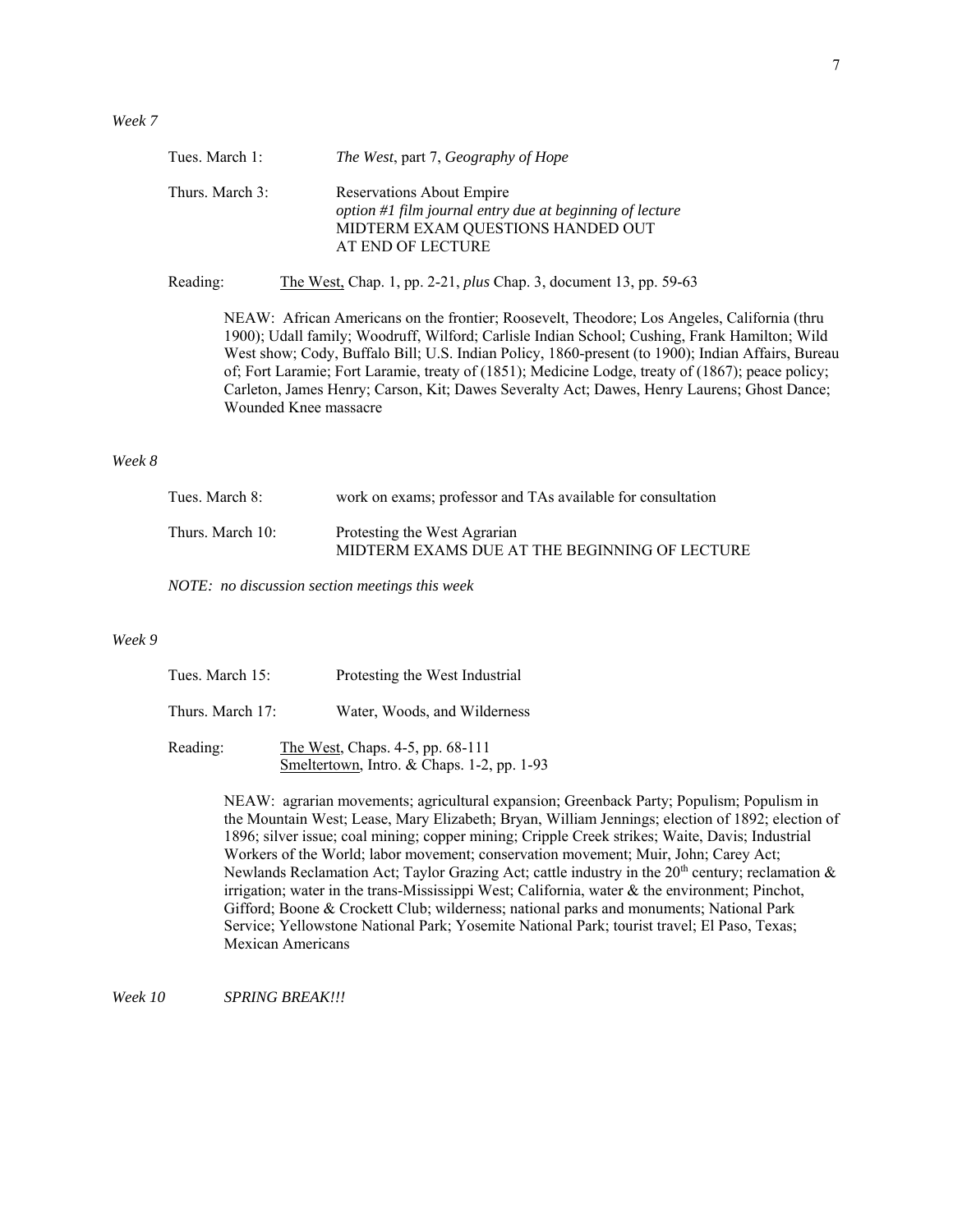*Week 7*

Tues. March 1: *The West*, part 7, *Geography of Hope*

Thurs. March 3: Reservations About Empire
*option #1 film journal entry due at beginning of lecture*
MIDTERM EXAM QUESTIONS HANDED OUT
AT END OF LECTURE

Reading: The West, Chap. 1, pp. 2-21, *plus* Chap. 3, document 13, pp. 59-63

NEAW: African Americans on the frontier; Roosevelt, Theodore; Los Angeles, California (thru 1900); Udall family; Woodruff, Wilford; Carlisle Indian School; Cushing, Frank Hamilton; Wild West show; Cody, Buffalo Bill; U.S. Indian Policy, 1860-present (to 1900); Indian Affairs, Bureau of; Fort Laramie; Fort Laramie, treaty of (1851); Medicine Lodge, treaty of (1867); peace policy; Carleton, James Henry; Carson, Kit; Dawes Severalty Act; Dawes, Henry Laurens; Ghost Dance; Wounded Knee massacre

*Week 8*

Tues. March 8: work on exams; professor and TAs available for consultation

Thurs. March 10: Protesting the West Agrarian
MIDTERM EXAMS DUE AT THE BEGINNING OF LECTURE

*NOTE: no discussion section meetings this week*

*Week 9*

Tues. March 15: Protesting the West Industrial

Thurs. March 17: Water, Woods, and Wilderness

Reading: The West, Chaps. 4-5, pp. 68-111
Smeltertown, Intro. & Chaps. 1-2, pp. 1-93

NEAW: agrarian movements; agricultural expansion; Greenback Party; Populism; Populism in the Mountain West; Lease, Mary Elizabeth; Bryan, William Jennings; election of 1892; election of 1896; silver issue; coal mining; copper mining; Cripple Creek strikes; Waite, Davis; Industrial Workers of the World; labor movement; conservation movement; Muir, John; Carey Act; Newlands Reclamation Act; Taylor Grazing Act; cattle industry in the 20th century; reclamation & irrigation; water in the trans-Mississippi West; California, water & the environment; Pinchot, Gifford; Boone & Crockett Club; wilderness; national parks and monuments; National Park Service; Yellowstone National Park; Yosemite National Park; tourist travel; El Paso, Texas; Mexican Americans

*Week 10* *SPRING BREAK!!!*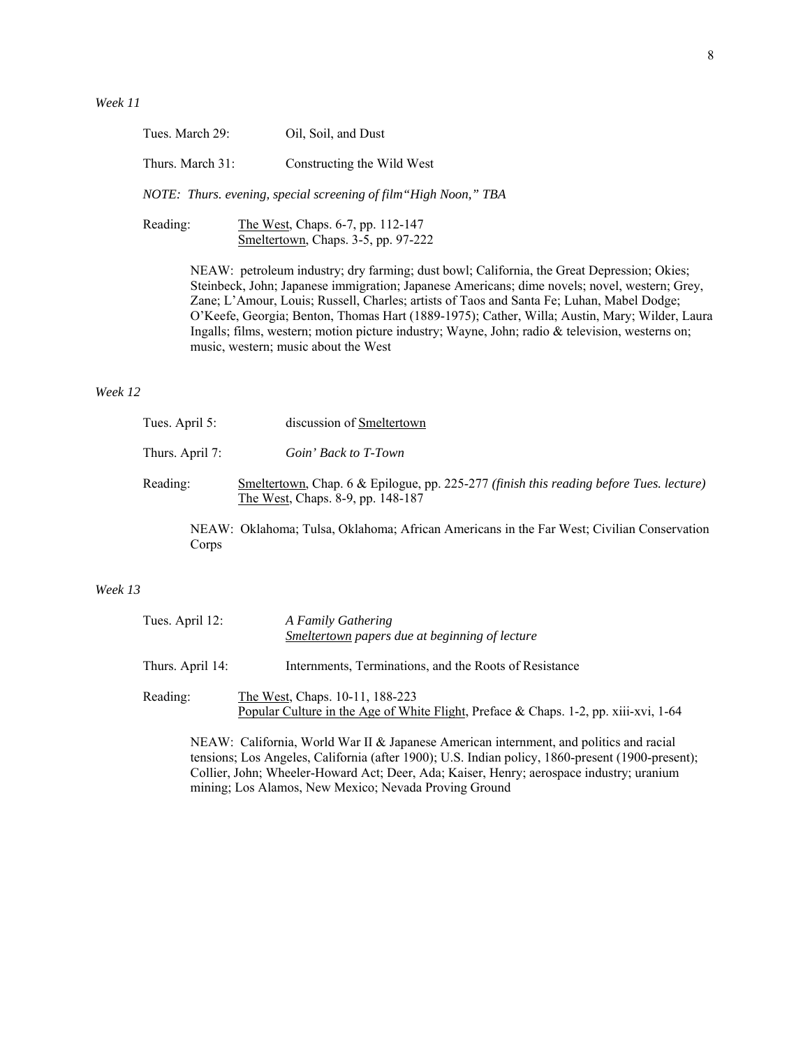*Week 11*

Tues. March 29: Oil, Soil, and Dust

Thurs. March 31: Constructing the Wild West

*NOTE: Thurs. evening, special screening of film"High Noon," TBA*

Reading: The West, Chaps. 6-7, pp. 112-147
Smeltertown, Chaps. 3-5, pp. 97-222

NEAW: petroleum industry; dry farming; dust bowl; California, the Great Depression; Okies; Steinbeck, John; Japanese immigration; Japanese Americans; dime novels; novel, western; Grey, Zane; L'Amour, Louis; Russell, Charles; artists of Taos and Santa Fe; Luhan, Mabel Dodge; O'Keefe, Georgia; Benton, Thomas Hart (1889-1975); Cather, Willa; Austin, Mary; Wilder, Laura Ingalls; films, western; motion picture industry; Wayne, John; radio & television, westerns on; music, western; music about the West

*Week 12*

Tues. April 5: discussion of Smeltertown

Thurs. April 7: *Goin' Back to T-Town*

Reading: Smeltertown, Chap. 6 & Epilogue, pp. 225-277 *(finish this reading before Tues. lecture)*
The West, Chaps. 8-9, pp. 148-187

NEAW: Oklahoma; Tulsa, Oklahoma; African Americans in the Far West; Civilian Conservation Corps

*Week 13*

Tues. April 12: *A Family Gathering*
*Smeltertown papers due at beginning of lecture*

Thurs. April 14: Internments, Terminations, and the Roots of Resistance

Reading: The West, Chaps. 10-11, 188-223
Popular Culture in the Age of White Flight, Preface & Chaps. 1-2, pp. xiii-xvi, 1-64

NEAW: California, World War II & Japanese American internment, and politics and racial tensions; Los Angeles, California (after 1900); U.S. Indian policy, 1860-present (1900-present); Collier, John; Wheeler-Howard Act; Deer, Ada; Kaiser, Henry; aerospace industry; uranium mining; Los Alamos, New Mexico; Nevada Proving Ground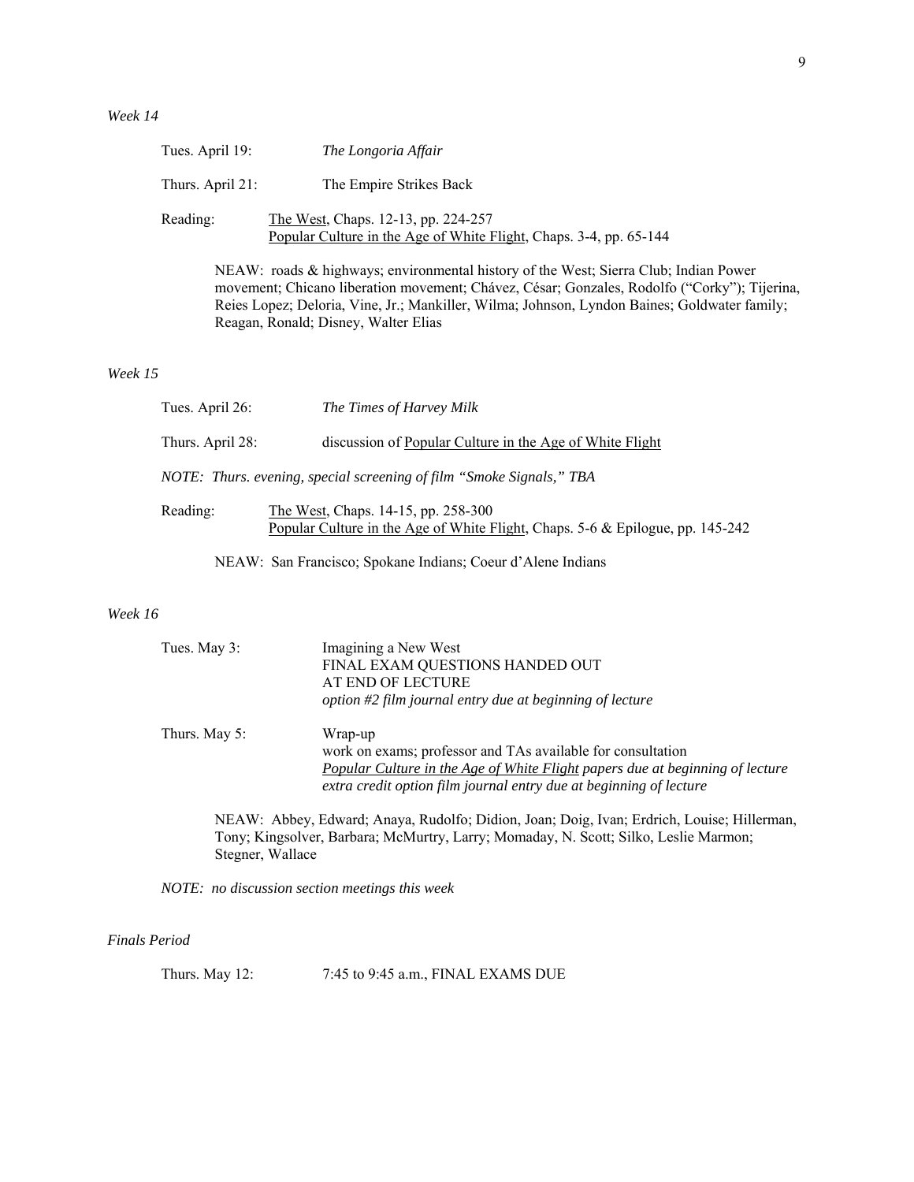*Week 14*

Tues. April 19: *The Longoria Affair*

Thurs. April 21: The Empire Strikes Back

Reading: The West, Chaps. 12-13, pp. 224-257
Popular Culture in the Age of White Flight, Chaps. 3-4, pp. 65-144

NEAW: roads & highways; environmental history of the West; Sierra Club; Indian Power movement; Chicano liberation movement; Chávez, César; Gonzales, Rodolfo ("Corky"); Tijerina, Reies Lopez; Deloria, Vine, Jr.; Mankiller, Wilma; Johnson, Lyndon Baines; Goldwater family; Reagan, Ronald; Disney, Walter Elias

*Week 15*

Tues. April 26: *The Times of Harvey Milk*

Thurs. April 28: discussion of Popular Culture in the Age of White Flight

*NOTE: Thurs. evening, special screening of film "Smoke Signals," TBA*

Reading: The West, Chaps. 14-15, pp. 258-300
Popular Culture in the Age of White Flight, Chaps. 5-6 & Epilogue, pp. 145-242

NEAW: San Francisco; Spokane Indians; Coeur d'Alene Indians

*Week 16*

Tues. May 3: Imagining a New West
FINAL EXAM QUESTIONS HANDED OUT
AT END OF LECTURE
*option #2 film journal entry due at beginning of lecture*

Thurs. May 5: Wrap-up
work on exams; professor and TAs available for consultation
*Popular Culture in the Age of White Flight papers due at beginning of lecture*
*extra credit option film journal entry due at beginning of lecture*

NEAW: Abbey, Edward; Anaya, Rudolfo; Didion, Joan; Doig, Ivan; Erdrich, Louise; Hillerman, Tony; Kingsolver, Barbara; McMurtry, Larry; Momaday, N. Scott; Silko, Leslie Marmon; Stegner, Wallace

*NOTE: no discussion section meetings this week*

*Finals Period*

Thurs. May 12: 7:45 to 9:45 a.m., FINAL EXAMS DUE